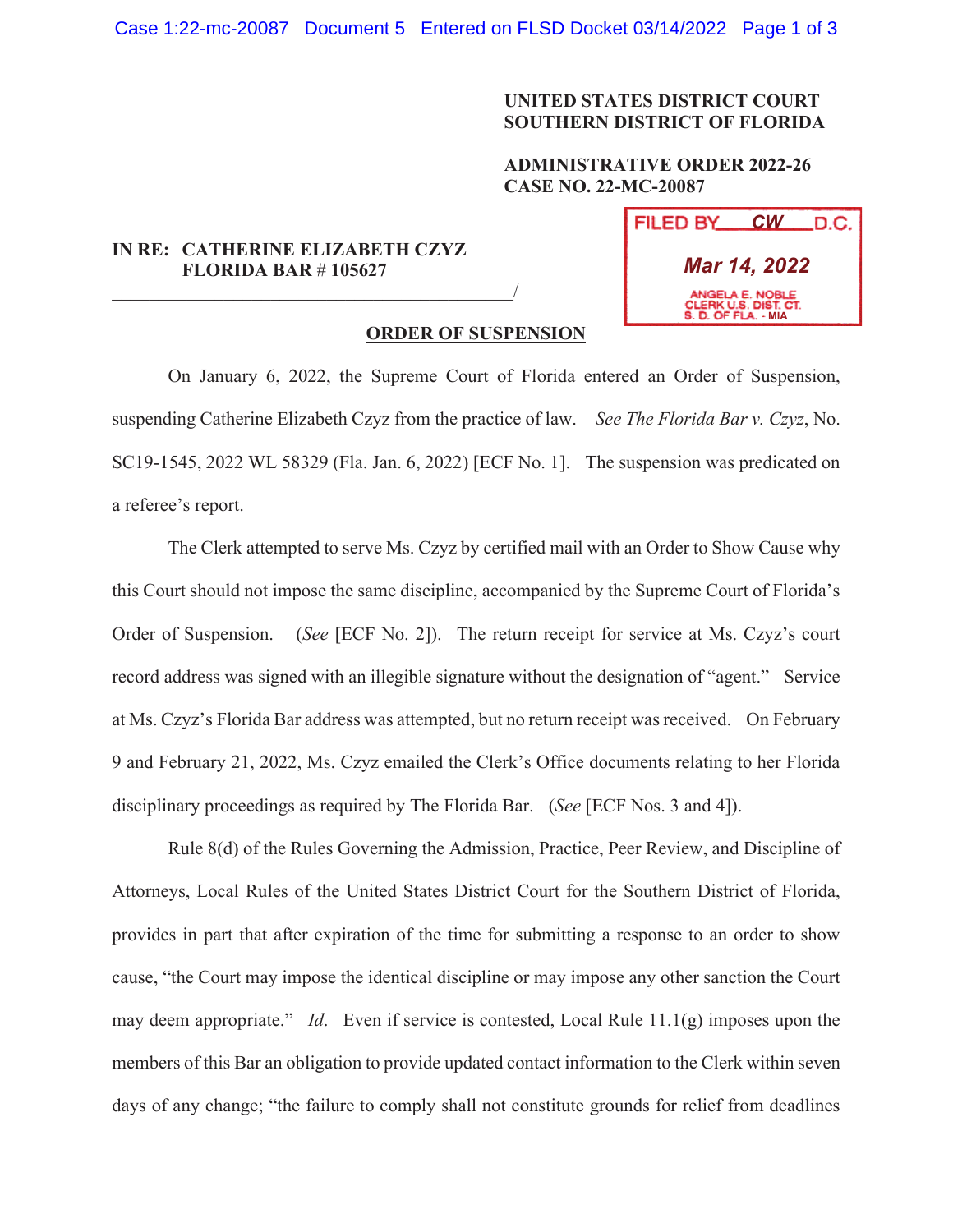UNITED STATES DISTRICT COURT
SOUTHERN DISTRICT OF FLORIDA

ADMINISTRATIVE ORDER 2022-26
CASE NO. 22-MC-20087

FILED BY CW D.C.
Mar 14, 2022
ANGELA E. NOBLE
CLERK U.S. DIST. CT.
S. D. OF FLA. - MIA

IN RE: CATHERINE ELIZABETH CZYZ
FLORIDA BAR # 105627
_______________________________________/

## ORDER OF SUSPENSION

On January 6, 2022, the Supreme Court of Florida entered an Order of Suspension, suspending Catherine Elizabeth Czyz from the practice of law. *See The Florida Bar v. Czyz*, No. SC19-1545, 2022 WL 58329 (Fla. Jan. 6, 2022) [ECF No. 1]. The suspension was predicated on a referee's report.

The Clerk attempted to serve Ms. Czyz by certified mail with an Order to Show Cause why this Court should not impose the same discipline, accompanied by the Supreme Court of Florida's Order of Suspension. (*See* [ECF No. 2]). The return receipt for service at Ms. Czyz's court record address was signed with an illegible signature without the designation of "agent." Service at Ms. Czyz's Florida Bar address was attempted, but no return receipt was received. On February 9 and February 21, 2022, Ms. Czyz emailed the Clerk's Office documents relating to her Florida disciplinary proceedings as required by The Florida Bar. (*See* [ECF Nos. 3 and 4]).

Rule 8(d) of the Rules Governing the Admission, Practice, Peer Review, and Discipline of Attorneys, Local Rules of the United States District Court for the Southern District of Florida, provides in part that after expiration of the time for submitting a response to an order to show cause, "the Court may impose the identical discipline or may impose any other sanction the Court may deem appropriate." *Id*. Even if service is contested, Local Rule 11.1(g) imposes upon the members of this Bar an obligation to provide updated contact information to the Clerk within seven days of any change; "the failure to comply shall not constitute grounds for relief from deadlines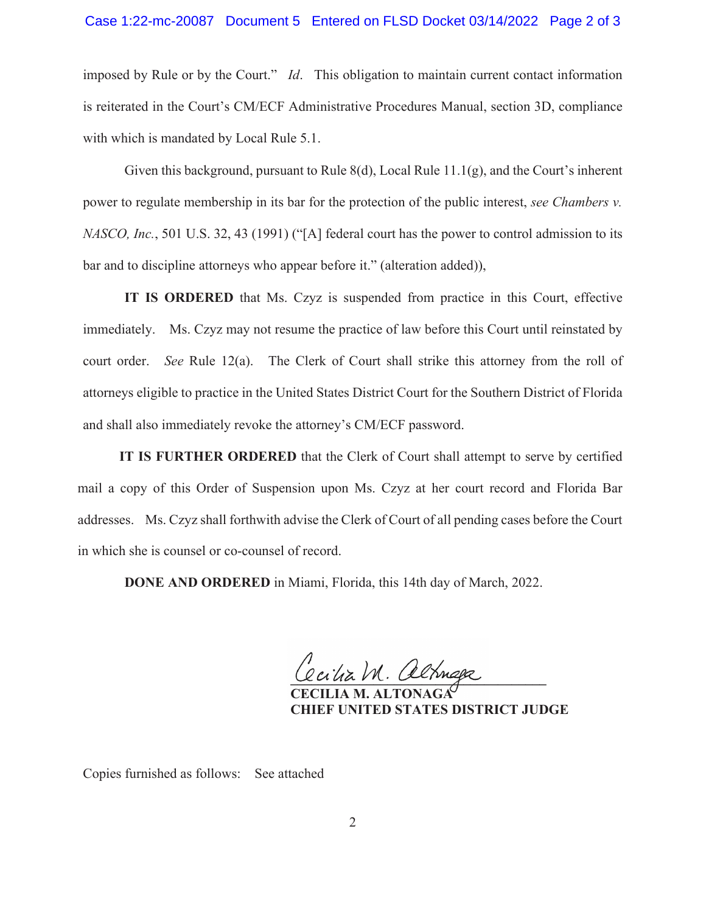imposed by Rule or by the Court." *Id*. This obligation to maintain current contact information is reiterated in the Court's CM/ECF Administrative Procedures Manual, section 3D, compliance with which is mandated by Local Rule 5.1.

Given this background, pursuant to Rule 8(d), Local Rule 11.1(g), and the Court's inherent power to regulate membership in its bar for the protection of the public interest, *see Chambers v. NASCO, Inc.*, 501 U.S. 32, 43 (1991) ("[A] federal court has the power to control admission to its bar and to discipline attorneys who appear before it." (alteration added)),

**IT IS ORDERED** that Ms. Czyz is suspended from practice in this Court, effective immediately. Ms. Czyz may not resume the practice of law before this Court until reinstated by court order. *See* Rule 12(a). The Clerk of Court shall strike this attorney from the roll of attorneys eligible to practice in the United States District Court for the Southern District of Florida and shall also immediately revoke the attorney's CM/ECF password.

**IT IS FURTHER ORDERED** that the Clerk of Court shall attempt to serve by certified mail a copy of this Order of Suspension upon Ms. Czyz at her court record and Florida Bar addresses. Ms. Czyz shall forthwith advise the Clerk of Court of all pending cases before the Court in which she is counsel or co-counsel of record.

**DONE AND ORDERED** in Miami, Florida, this 14th day of March, 2022.

*Cecilia M. Altonaga*

**CECILIA M. ALTONAGA**
**CHIEF UNITED STATES DISTRICT JUDGE**

Copies furnished as follows: See attached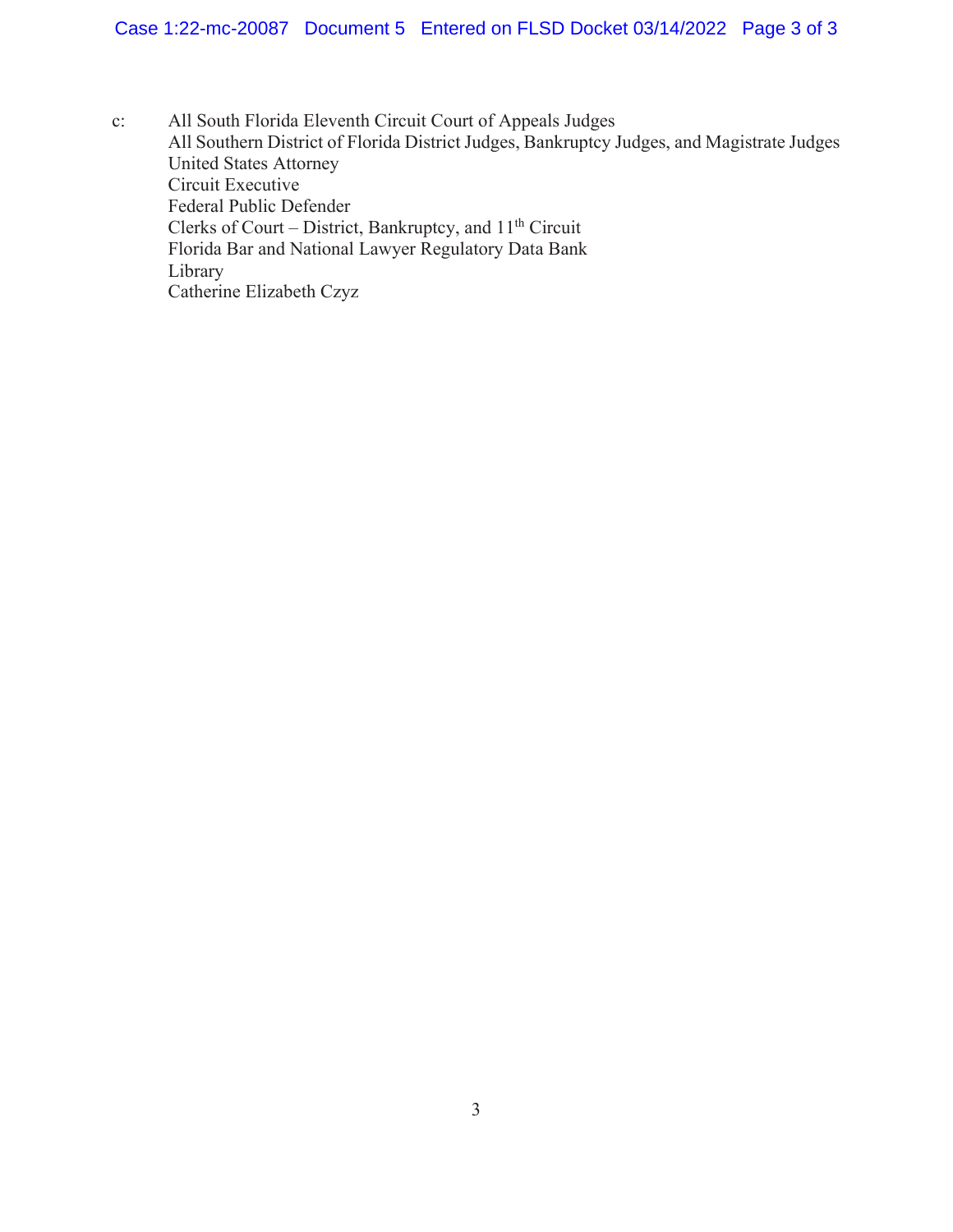c: All South Florida Eleventh Circuit Court of Appeals Judges
All Southern District of Florida District Judges, Bankruptcy Judges, and Magistrate Judges
United States Attorney
Circuit Executive
Federal Public Defender
Clerks of Court – District, Bankruptcy, and 11th Circuit
Florida Bar and National Lawyer Regulatory Data Bank
Library
Catherine Elizabeth Czyz